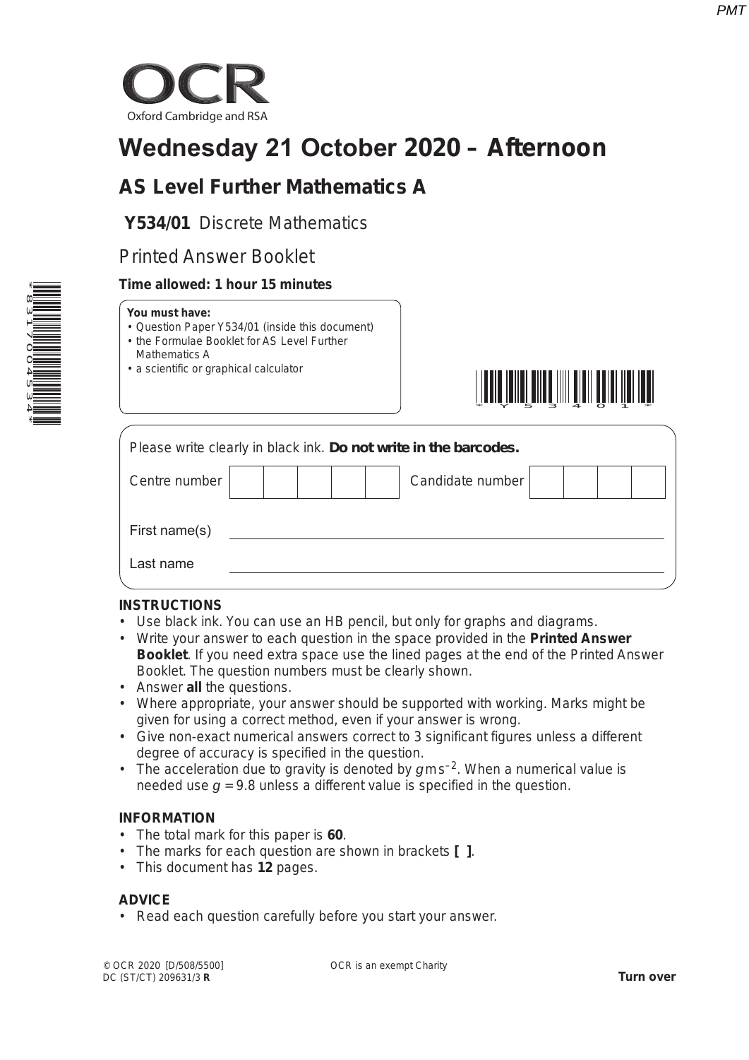OCR

Oxford Cambridge and RSA

# Wednesday 21 October 2020 – Afternoon

## AS Level Further Mathematics A

**Y534/01** Discrete Mathematics

Printed Answer Booklet

**Time allowed: 1 hour 15 minutes**

**You must have:**

- Question Paper Y534/01 (inside this document)
- the Formulae Booklet for AS Level Further Mathematics A
- a scientific or graphical calculator

Please write clearly in black ink. **Do not write in the barcodes.**

| Centre number | | | | | | Candidate number | | | | |
|---|---|---|---|---|---|---|---|---|---|---|

First name(s) \_\_\_\_\_\_\_\_\_\_\_\_\_\_\_\_\_\_\_\_

Last name \_\_\_\_\_\_\_\_\_\_\_\_\_\_\_\_\_\_\_\_

**INSTRUCTIONS**

- Use black ink. You can use an HB pencil, but only for graphs and diagrams.
- Write your answer to each question in the space provided in the **Printed Answer Booklet**. If you need extra space use the lined pages at the end of the Printed Answer Booklet. The question numbers must be clearly shown.
- Answer **all** the questions.
- Where appropriate, your answer should be supported with working. Marks might be given for using a correct method, even if your answer is wrong.
- Give non-exact numerical answers correct to 3 significant figures unless a different degree of accuracy is specified in the question.
- The acceleration due to gravity is denoted by $g\,\text{m}\,\text{s}^{-2}$. When a numerical value is needed use $g = 9.8$ unless a different value is specified in the question.

**INFORMATION**

- The total mark for this paper is **60**.
- The marks for each question are shown in brackets **[ ]**.
- This document has **12** pages.

**ADVICE**

- Read each question carefully before you start your answer.

© OCR 2020 [D/508/5500]
DC (ST/CT) 209631/3 **R**

OCR is an exempt Charity

**Turn over**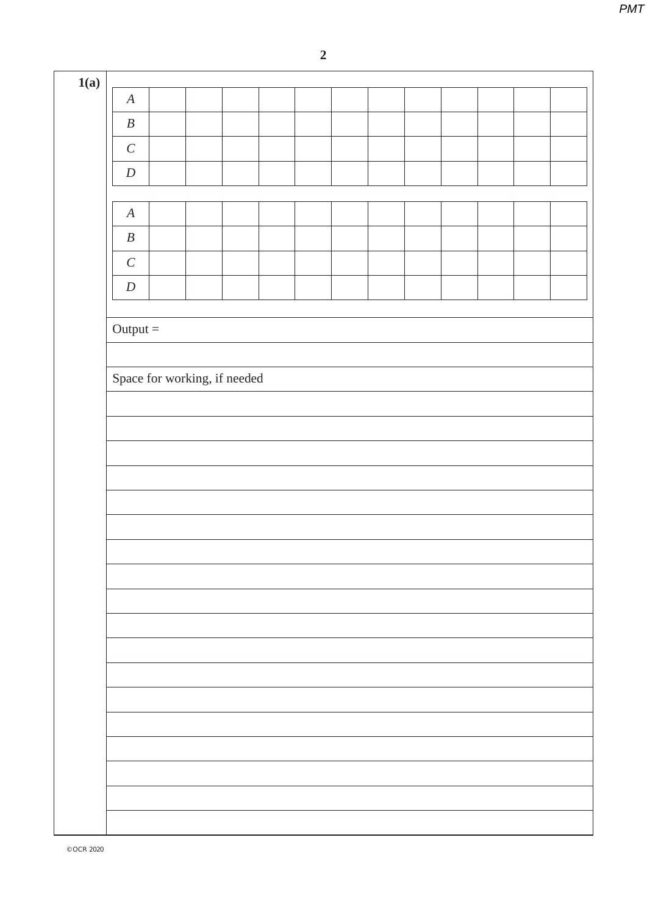**1(a)**

| $A$ | | | | | | | | | | | | |
|---|---|---|---|---|---|---|---|---|---|---|---|---|
| $B$ | | | | | | | | | | | | |
| $C$ | | | | | | | | | | | | |
| $D$ | | | | | | | | | | | | |

| $A$ | | | | | | | | | | | | |
|---|---|---|---|---|---|---|---|---|---|---|---|---|
| $B$ | | | | | | | | | | | | |
| $C$ | | | | | | | | | | | | |
| $D$ | | | | | | | | | | | | |

Output =

Space for working, if needed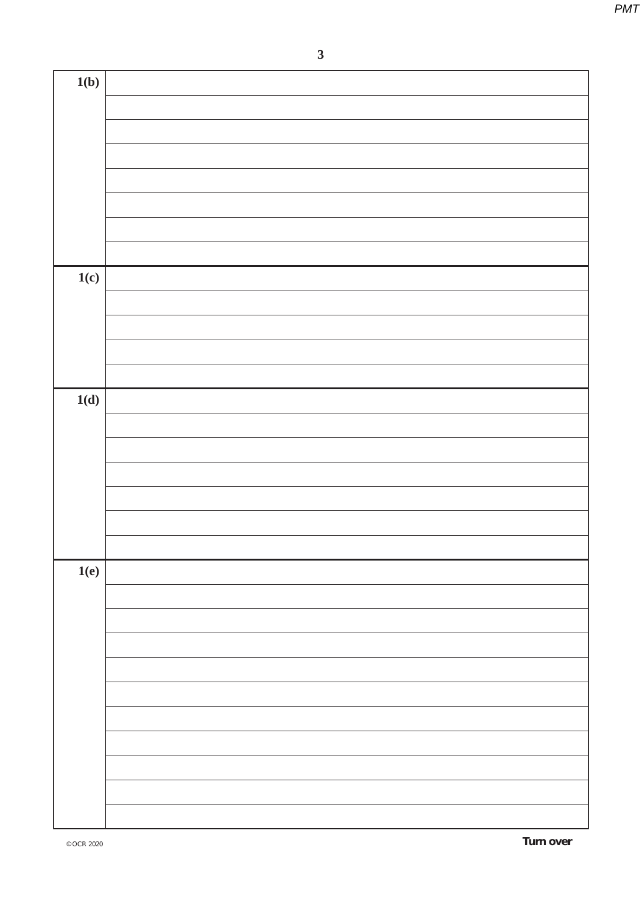| | |
|---|---|
| 1(b) | |
| | |
| | |
| | |
| | |
| | |
| | |
| | |
| 1(c) | |
| | |
| | |
| | |
| | |
| 1(d) | |
| | |
| | |
| | |
| | |
| | |
| | |
| 1(e) | |
| | |
| | |
| | |
| | |
| | |
| | |
| | |
| | |
| | |
| | |

Turn over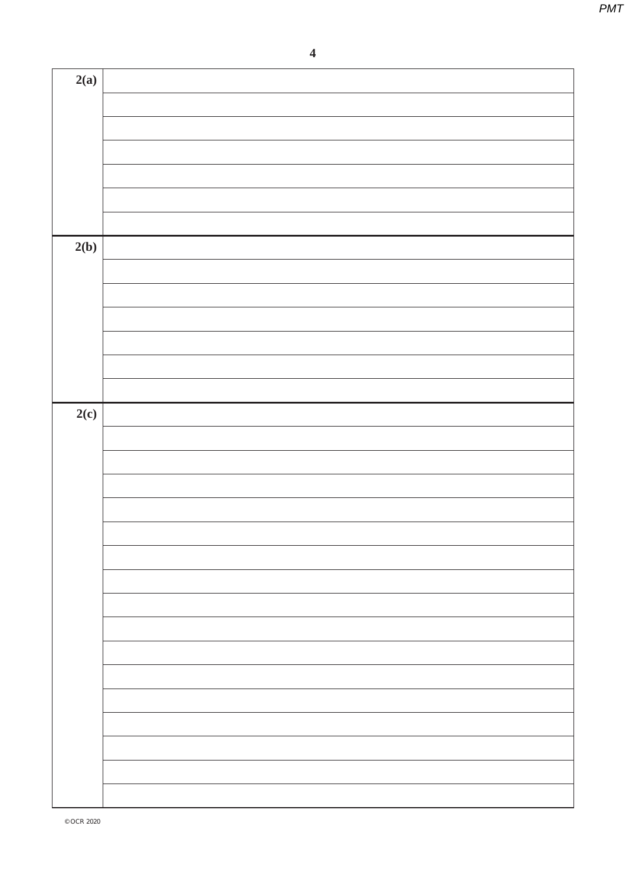| | |
|---|---|
| **2(a)** | |
| | |
| | |
| | |
| | |
| | |
| | |
| **2(b)** | |
| | |
| | |
| | |
| | |
| | |
| | |
| **2(c)** | |
| | |
| | |
| | |
| | |
| | |
| | |
| | |
| | |
| | |
| | |
| | |
| | |
| | |
| | |
| | |
| | |

©OCR 2020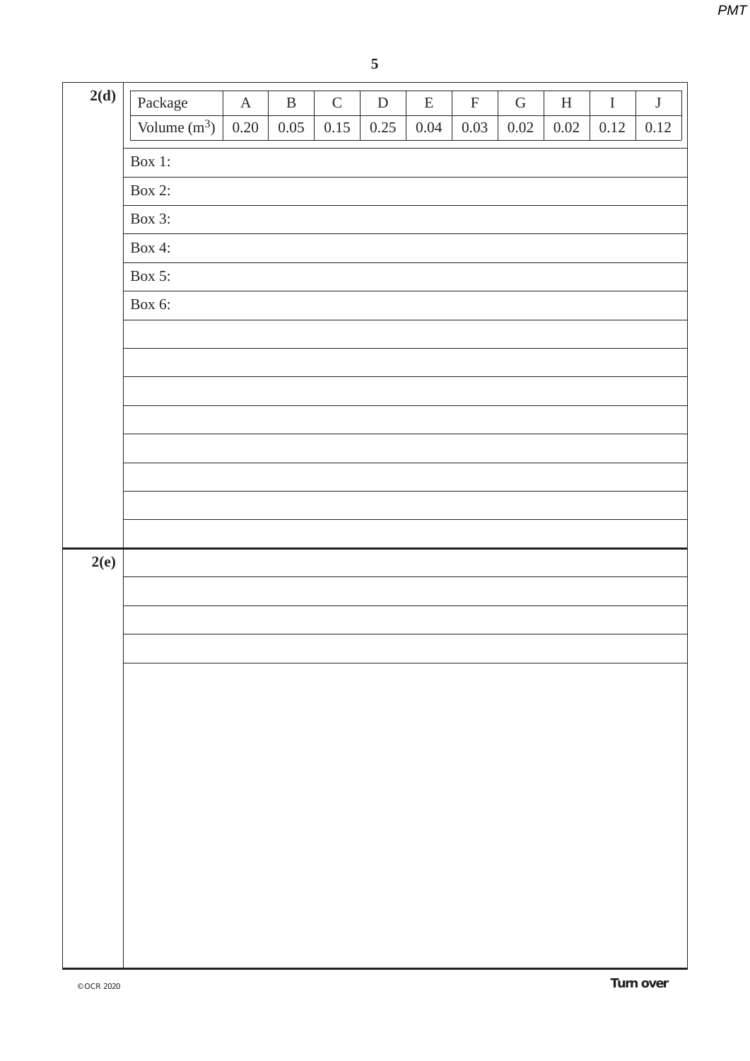**2(d)**

| Package | A | B | C | D | E | F | G | H | I | J |
|---|---|---|---|---|---|---|---|---|---|---|
| Volume ($m^3$) | 0.20 | 0.05 | 0.15 | 0.25 | 0.04 | 0.03 | 0.02 | 0.02 | 0.12 | 0.12 |

Box 1:

Box 2:

Box 3:

Box 4:

Box 5:

Box 6:

**2(e)**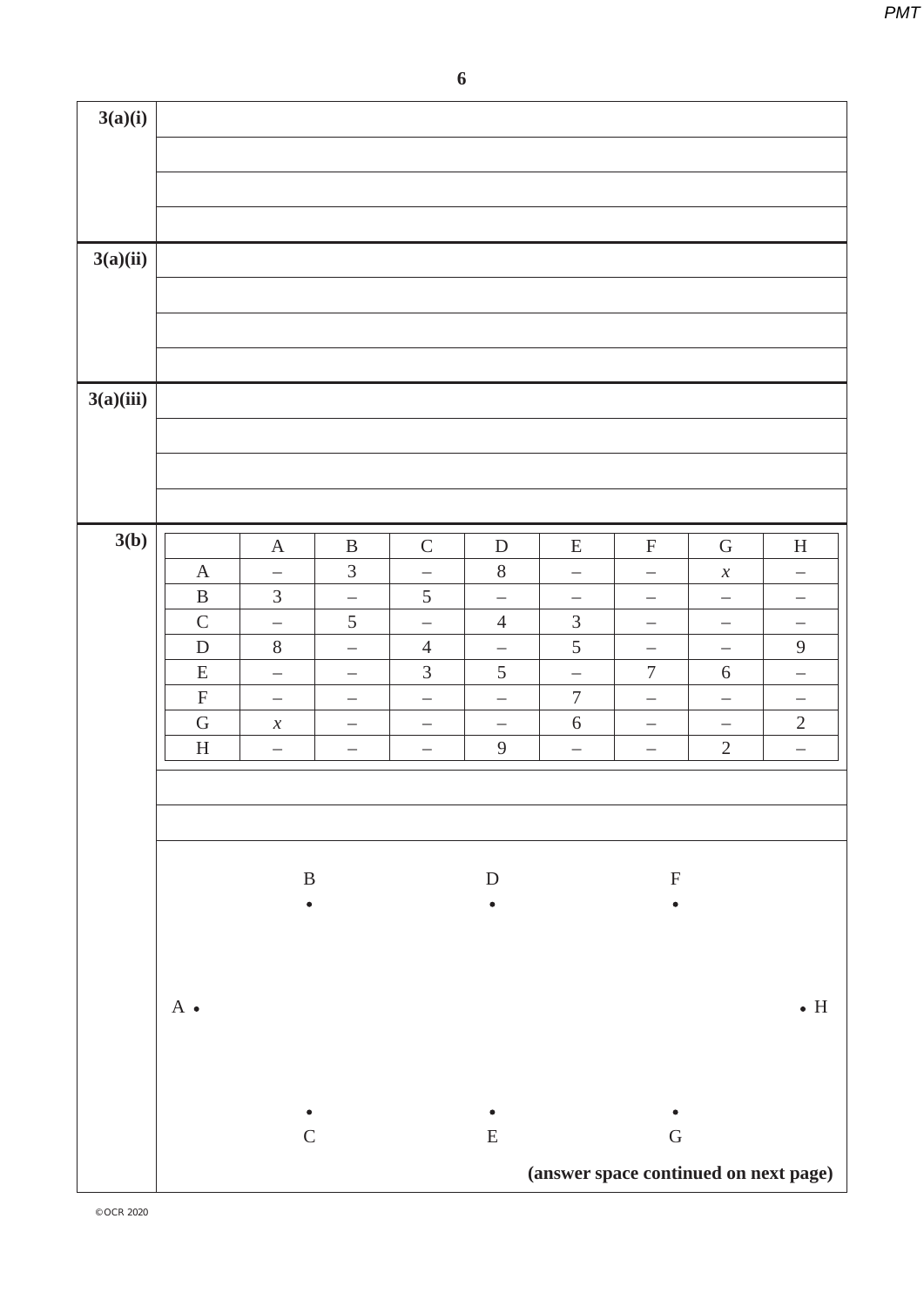**3(a)(i)**

**3(a)(ii)**

**3(a)(iii)**

**3(b)**

| | A | B | C | D | E | F | G | H |
|---|---|---|---|---|---|---|---|---|
| A | – | 3 | – | 8 | – | – | $x$ | – |
| B | 3 | – | 5 | – | – | – | – | – |
| C | – | 5 | – | 4 | 3 | – | – | – |
| D | 8 | – | 4 | – | 5 | – | – | 9 |
| E | – | – | 3 | 5 | – | 7 | 6 | – |
| F | – | – | – | – | 7 | – | – | – |
| G | $x$ | – | – | – | 6 | – | – | 2 |
| H | – | – | – | 9 | – | – | 2 | – |

B • D • F •

A • • H

C • E • G •

**(answer space continued on next page)**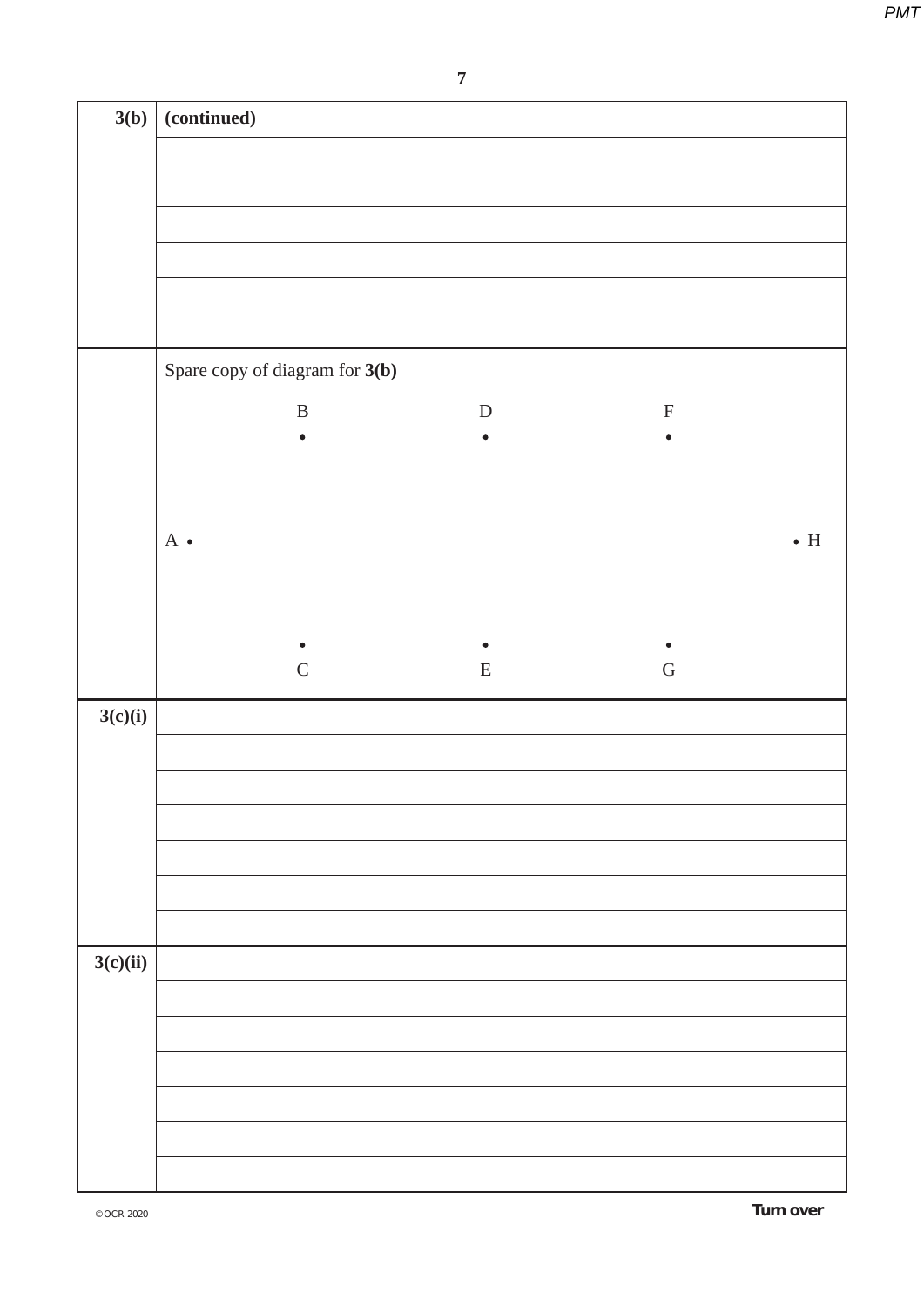**3(b)** **(continued)**

Spare copy of diagram for **3(b)**

B D F

A H

C E G

**3(c)(i)**

**3(c)(ii)**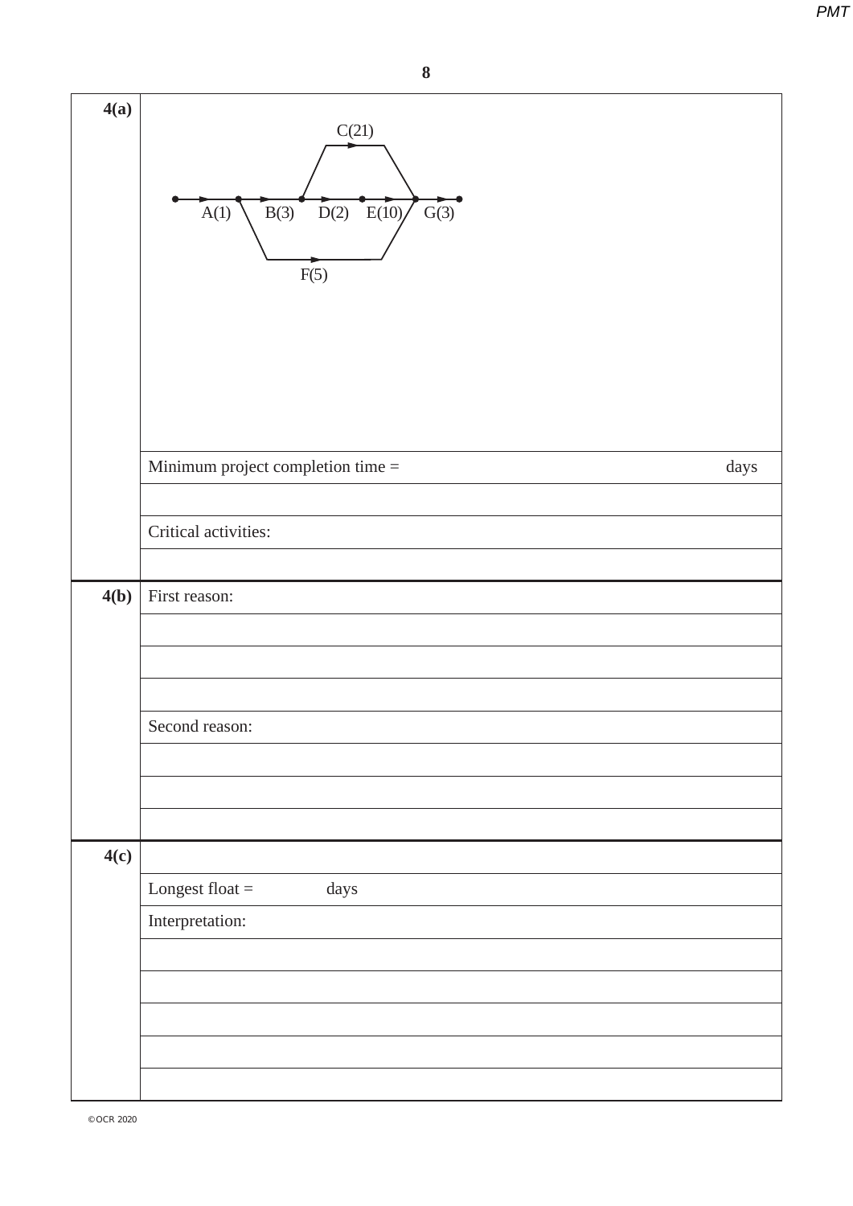**4(a)**

C(21)

A(1) B(3) D(2) E(10) G(3)

F(5)

Minimum project completion time = days

Critical activities:

**4(b)**

First reason:

Second reason:

**4(c)**

Longest float = days

Interpretation: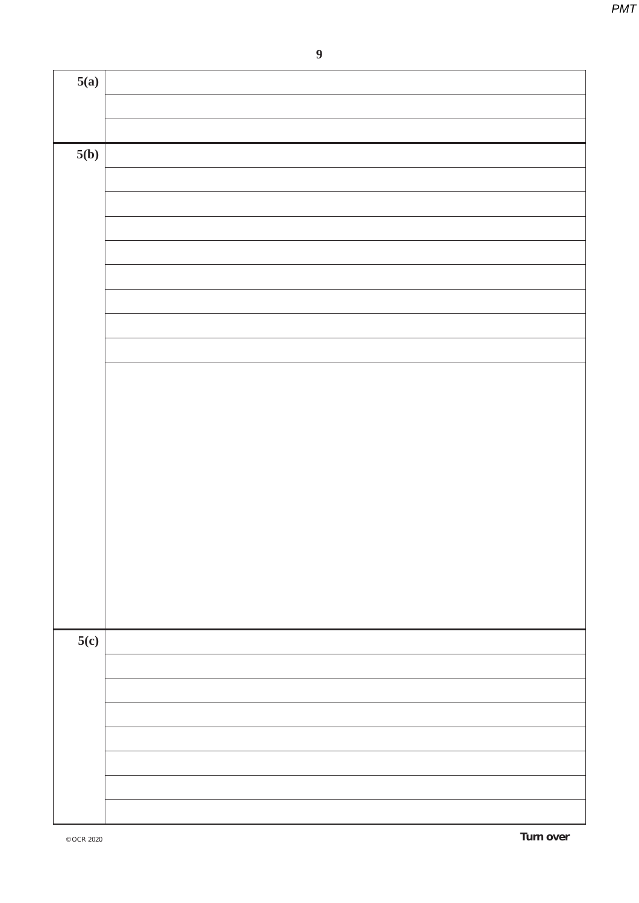| | |
|---|---|
| **5(a)** | |
| | |
| | |
| **5(b)** | |
| | |
| | |
| | |
| | |
| | |
| | |
| | |
| | |
| | |
| **5(c)** | |
| | |
| | |
| | |
| | |
| | |
| | |
| | |

**Turn over**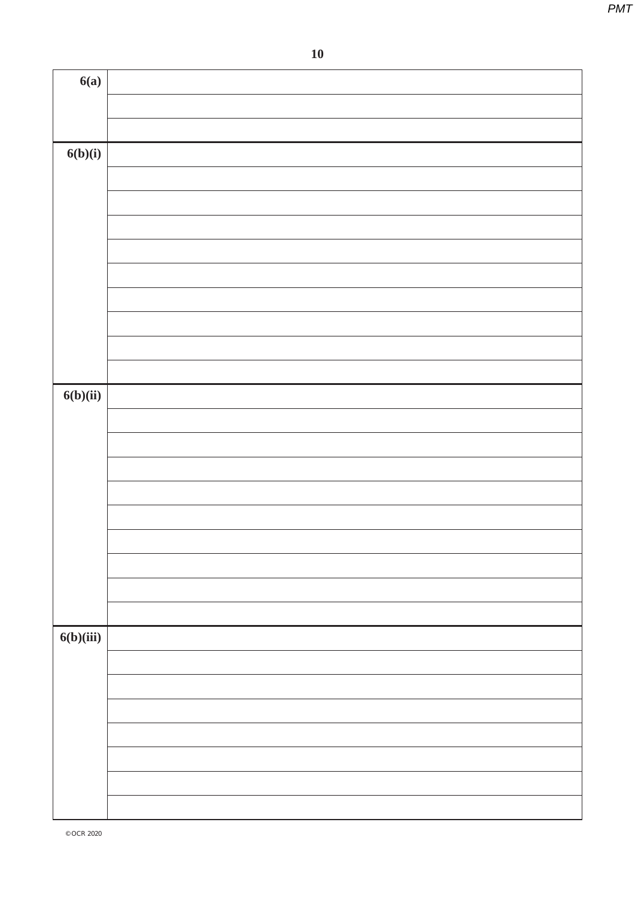| | |
|---|---|
| **6(a)** | |
| | |
| | |
| **6(b)(i)** | |
| | |
| | |
| | |
| | |
| | |
| | |
| | |
| | |
| | |
| **6(b)(ii)** | |
| | |
| | |
| | |
| | |
| | |
| | |
| | |
| | |
| | |
| **6(b)(iii)** | |
| | |
| | |
| | |
| | |
| | |
| | |
| | |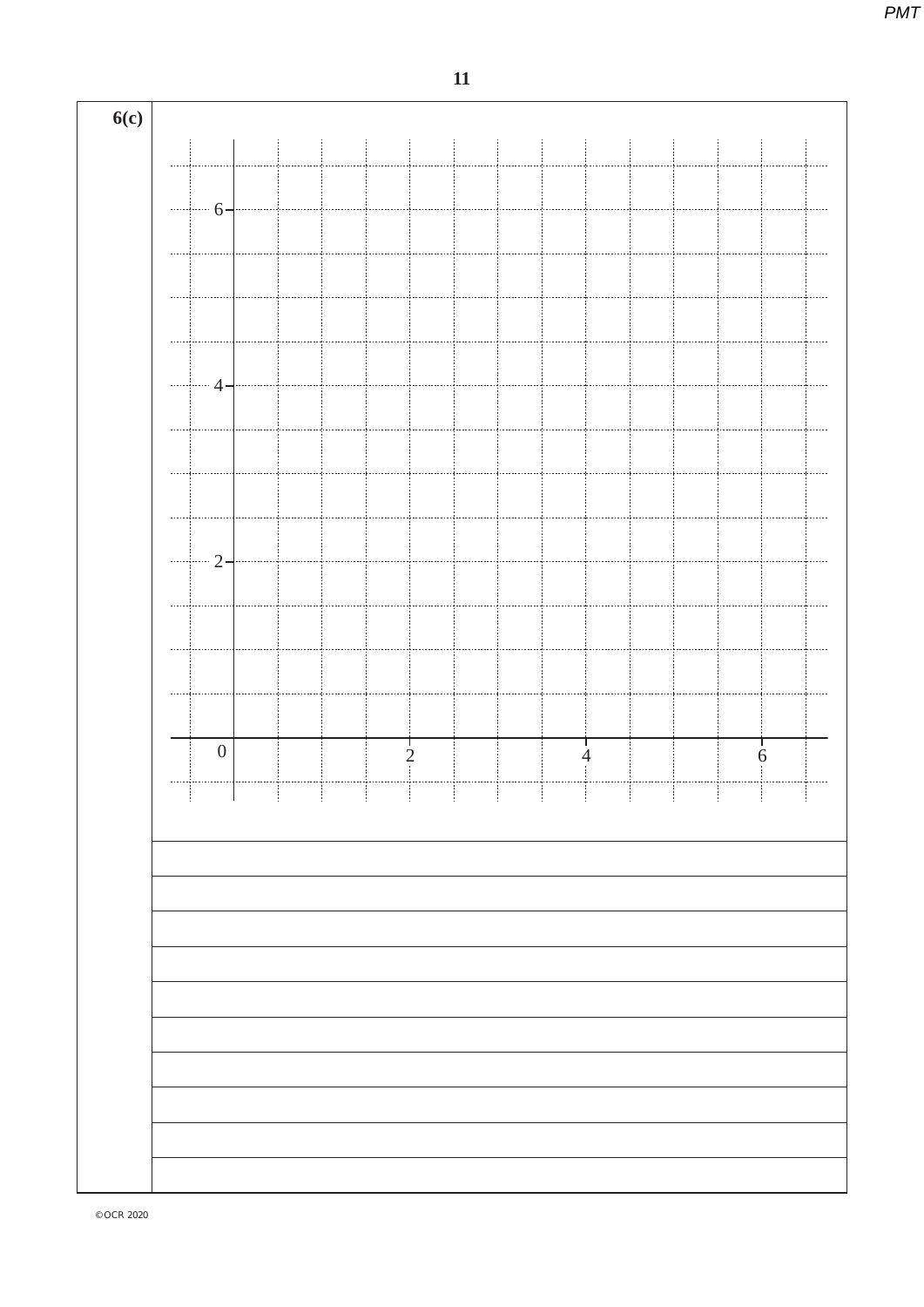**6(c)**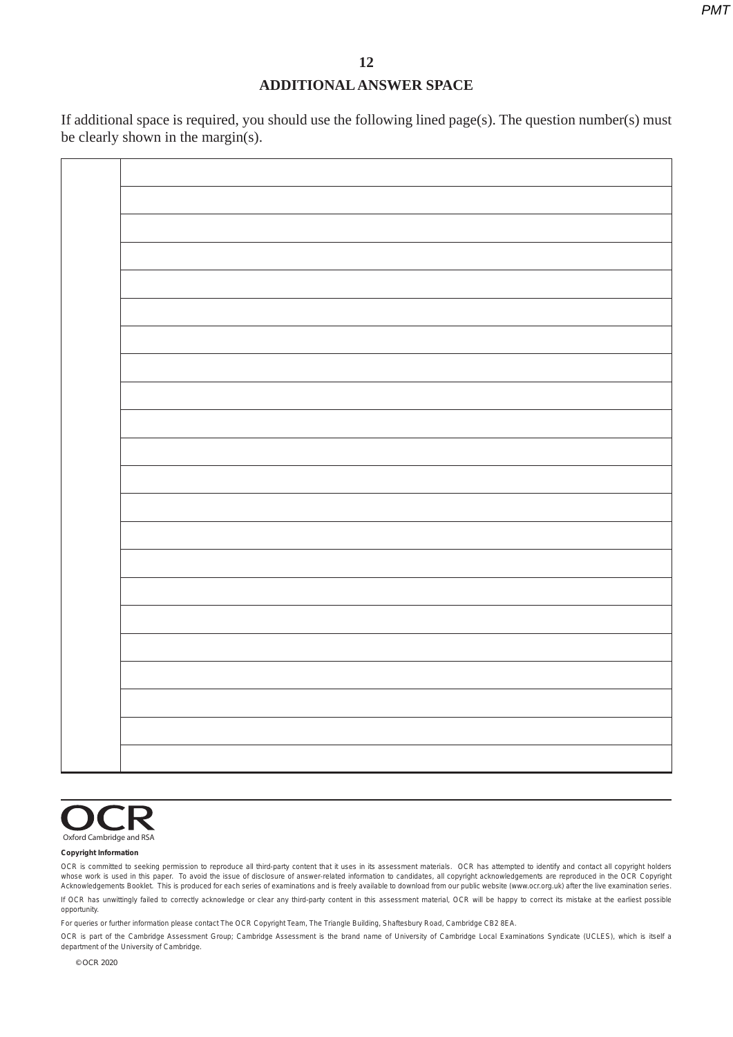## ADDITIONAL ANSWER SPACE

If additional space is required, you should use the following lined page(s). The question number(s) must be clearly shown in the margin(s).

OCR
Oxford Cambridge and RSA

**Copyright Information**

OCR is committed to seeking permission to reproduce all third-party content that it uses in its assessment materials. OCR has attempted to identify and contact all copyright holders whose work is used in this paper. To avoid the issue of disclosure of answer-related information to candidates, all copyright acknowledgements are reproduced in the OCR Copyright Acknowledgements Booklet. This is produced for each series of examinations and is freely available to download from our public website (www.ocr.org.uk) after the live examination series.

If OCR has unwittingly failed to correctly acknowledge or clear any third-party content in this assessment material, OCR will be happy to correct its mistake at the earliest possible opportunity.

For queries or further information please contact The OCR Copyright Team, The Triangle Building, Shaftesbury Road, Cambridge CB2 8EA.

OCR is part of the Cambridge Assessment Group; Cambridge Assessment is the brand name of University of Cambridge Local Examinations Syndicate (UCLES), which is itself a department of the University of Cambridge.

©OCR 2020